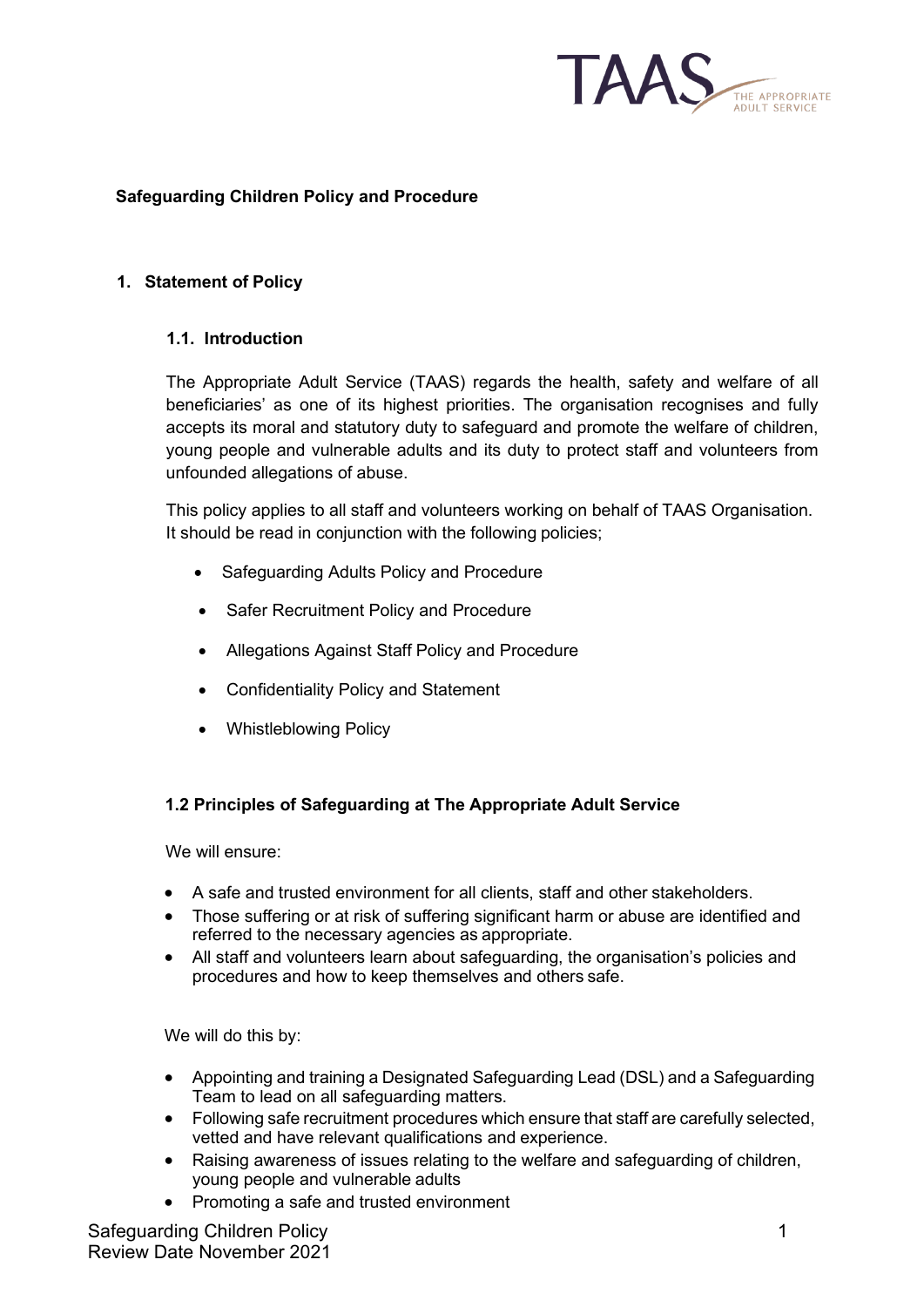# Safeguarding Children Policy and Procedure

## 1. Statement of Policy

### 1.1. Introduction

The Appropriate Adult Service (TAAS) regards the health, safety and welfare of all beneficiaries' as one of its highest priorities. The organisation recognises and fully accepts its moral and statutory duty to safeguard and promote the welfare of children, young people and vulnerable adults and its duty to protect staff and volunteers from unfounded allegations of abuse.

This policy applies to all staff and volunteers working on behalf of TAAS Organisation. It should be read in conjunction with the following policies;

- Safeguarding Adults Policy and Procedure
- Safer Recruitment Policy and Procedure
- Allegations Against Staff Policy and Procedure
- Confidentiality Policy and Statement
- Whistleblowing Policy

### 1.2 Principles of Safeguarding at The Appropriate Adult Service

We will ensure:

- A safe and trusted environment for all clients, staff and other stakeholders.
- Those suffering or at risk of suffering significant harm or abuse are identified and referred to the necessary agencies as appropriate.
- All staff and volunteers learn about safeguarding, the organisation's policies and procedures and how to keep themselves and others safe.

We will do this by:

- Appointing and training a Designated Safeguarding Lead (DSL) and a Safeguarding Team to lead on all safeguarding matters.
- Following safe recruitment procedures which ensure that staff are carefully selected, vetted and have relevant qualifications and experience.
- Raising awareness of issues relating to the welfare and safeguarding of children, young people and vulnerable adults
- Promoting a safe and trusted environment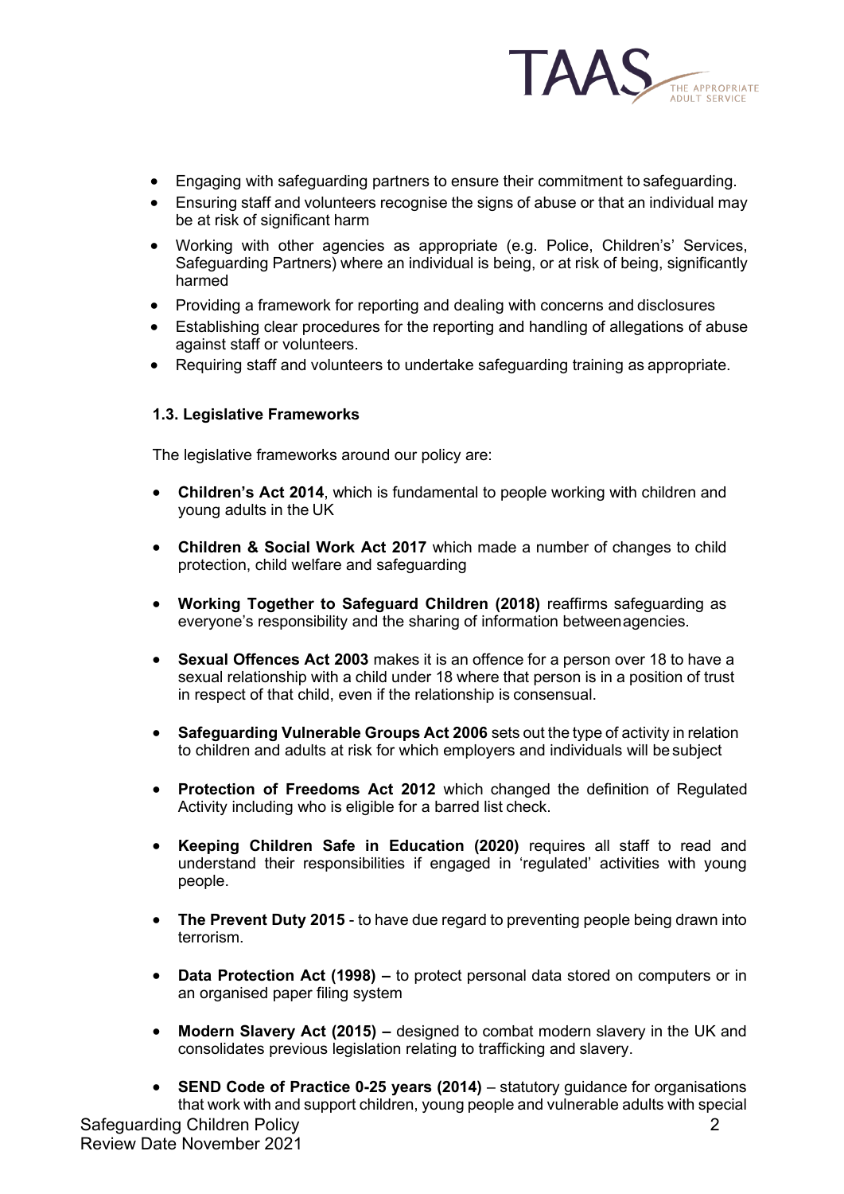- Engaging with safeguarding partners to ensure their commitment to safeguarding.
- Ensuring staff and volunteers recognise the signs of abuse or that an individual may be at risk of significant harm
- Working with other agencies as appropriate (e.g. Police, Children's' Services, Safeguarding Partners) where an individual is being, or at risk of being, significantly harmed
- Providing a framework for reporting and dealing with concerns and disclosures
- Establishing clear procedures for the reporting and handling of allegations of abuse against staff or volunteers.
- Requiring staff and volunteers to undertake safeguarding training as appropriate.

### 1.3. Legislative Frameworks

The legislative frameworks around our policy are:

- **Children's Act 2014**, which is fundamental to people working with children and young adults in the UK
- **Children & Social Work Act 2017** which made a number of changes to child protection, child welfare and safeguarding
- **Working Together to Safeguard Children (2018)** reaffirms safeguarding as everyone's responsibility and the sharing of information between agencies.
- **Sexual Offences Act 2003** makes it is an offence for a person over 18 to have a sexual relationship with a child under 18 where that person is in a position of trust in respect of that child, even if the relationship is consensual.
- **Safeguarding Vulnerable Groups Act 2006** sets out the type of activity in relation to children and adults at risk for which employers and individuals will be subject
- **Protection of Freedoms Act 2012** which changed the definition of Regulated Activity including who is eligible for a barred list check.
- **Keeping Children Safe in Education (2020)** requires all staff to read and understand their responsibilities if engaged in 'regulated' activities with young people.
- **The Prevent Duty 2015** - to have due regard to preventing people being drawn into terrorism.
- **Data Protection Act (1998) –** to protect personal data stored on computers or in an organised paper filing system
- **Modern Slavery Act (2015) –** designed to combat modern slavery in the UK and consolidates previous legislation relating to trafficking and slavery.
- **SEND Code of Practice 0-25 years (2014)** – statutory guidance for organisations that work with and support children, young people and vulnerable adults with special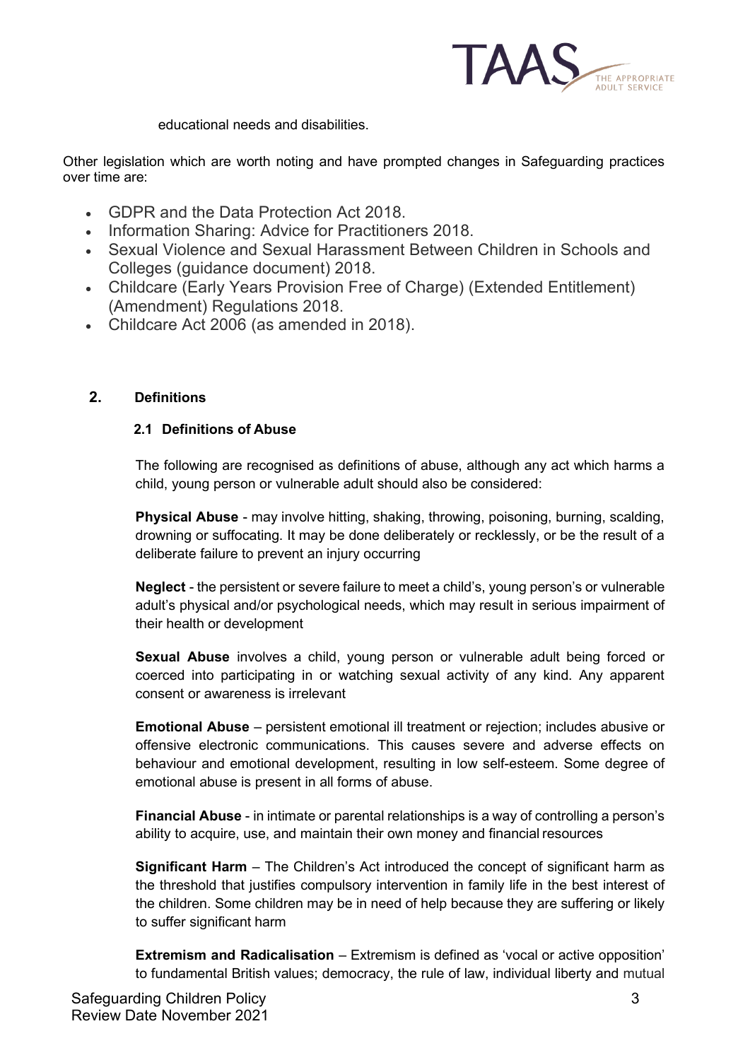educational needs and disabilities.

Other legislation which are worth noting and have prompted changes in Safeguarding practices over time are:

- GDPR and the Data Protection Act 2018.
- Information Sharing: Advice for Practitioners 2018.
- Sexual Violence and Sexual Harassment Between Children in Schools and Colleges (guidance document) 2018.
- Childcare (Early Years Provision Free of Charge) (Extended Entitlement) (Amendment) Regulations 2018.
- Childcare Act 2006 (as amended in 2018).

## 2. Definitions

### 2.1 Definitions of Abuse

The following are recognised as definitions of abuse, although any act which harms a child, young person or vulnerable adult should also be considered:

**Physical Abuse** - may involve hitting, shaking, throwing, poisoning, burning, scalding, drowning or suffocating. It may be done deliberately or recklessly, or be the result of a deliberate failure to prevent an injury occurring

**Neglect** - the persistent or severe failure to meet a child's, young person's or vulnerable adult's physical and/or psychological needs, which may result in serious impairment of their health or development

**Sexual Abuse** involves a child, young person or vulnerable adult being forced or coerced into participating in or watching sexual activity of any kind. Any apparent consent or awareness is irrelevant

**Emotional Abuse** – persistent emotional ill treatment or rejection; includes abusive or offensive electronic communications. This causes severe and adverse effects on behaviour and emotional development, resulting in low self-esteem. Some degree of emotional abuse is present in all forms of abuse.

**Financial Abuse** - in intimate or parental relationships is a way of controlling a person's ability to acquire, use, and maintain their own money and financial resources

**Significant Harm** – The Children's Act introduced the concept of significant harm as the threshold that justifies compulsory intervention in family life in the best interest of the children. Some children may be in need of help because they are suffering or likely to suffer significant harm

**Extremism and Radicalisation** – Extremism is defined as 'vocal or active opposition' to fundamental British values; democracy, the rule of law, individual liberty and mutual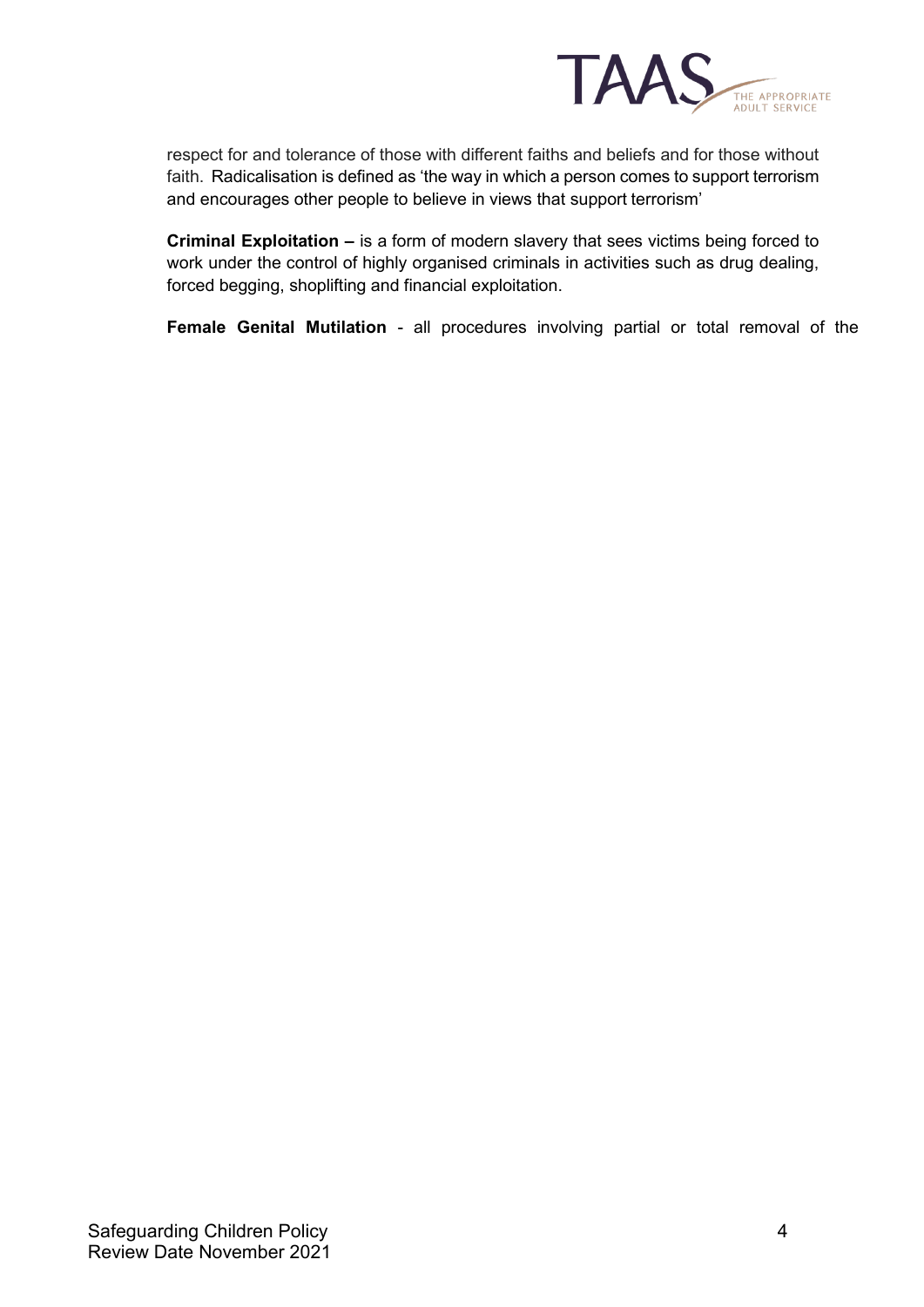respect for and tolerance of those with different faiths and beliefs and for those without faith. Radicalisation is defined as 'the way in which a person comes to support terrorism and encourages other people to believe in views that support terrorism'

**Criminal Exploitation –** is a form of modern slavery that sees victims being forced to work under the control of highly organised criminals in activities such as drug dealing, forced begging, shoplifting and financial exploitation.

**Female Genital Mutilation** - all procedures involving partial or total removal of the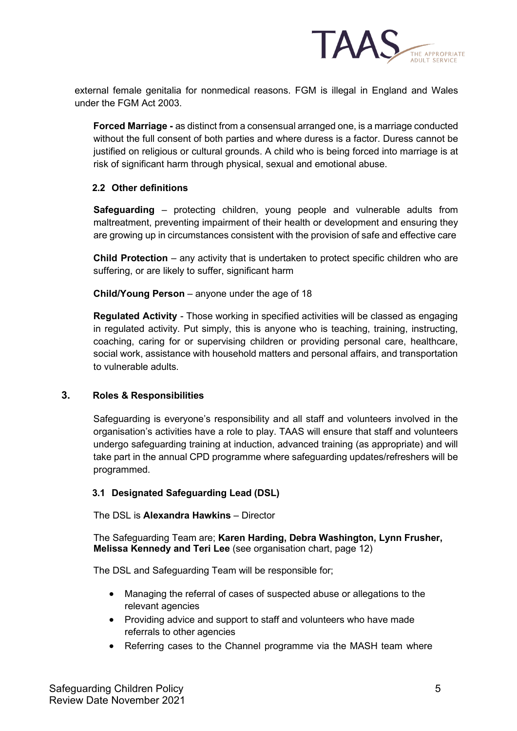external female genitalia for nonmedical reasons. FGM is illegal in England and Wales under the FGM Act 2003.

**Forced Marriage -** as distinct from a consensual arranged one, is a marriage conducted without the full consent of both parties and where duress is a factor. Duress cannot be justified on religious or cultural grounds. A child who is being forced into marriage is at risk of significant harm through physical, sexual and emotional abuse.

### 2.2 Other definitions

**Safeguarding** – protecting children, young people and vulnerable adults from maltreatment, preventing impairment of their health or development and ensuring they are growing up in circumstances consistent with the provision of safe and effective care

**Child Protection** – any activity that is undertaken to protect specific children who are suffering, or are likely to suffer, significant harm

**Child/Young Person** – anyone under the age of 18

**Regulated Activity** - Those working in specified activities will be classed as engaging in regulated activity. Put simply, this is anyone who is teaching, training, instructing, coaching, caring for or supervising children or providing personal care, healthcare, social work, assistance with household matters and personal affairs, and transportation to vulnerable adults.

## 3. Roles & Responsibilities

Safeguarding is everyone's responsibility and all staff and volunteers involved in the organisation's activities have a role to play. TAAS will ensure that staff and volunteers undergo safeguarding training at induction, advanced training (as appropriate) and will take part in the annual CPD programme where safeguarding updates/refreshers will be programmed.

### 3.1 Designated Safeguarding Lead (DSL)

The DSL is **Alexandra Hawkins** – Director

The Safeguarding Team are; **Karen Harding, Debra Washington, Lynn Frusher, Melissa Kennedy and Teri Lee** (see organisation chart, page 12)

The DSL and Safeguarding Team will be responsible for;

- Managing the referral of cases of suspected abuse or allegations to the relevant agencies
- Providing advice and support to staff and volunteers who have made referrals to other agencies
- Referring cases to the Channel programme via the MASH team where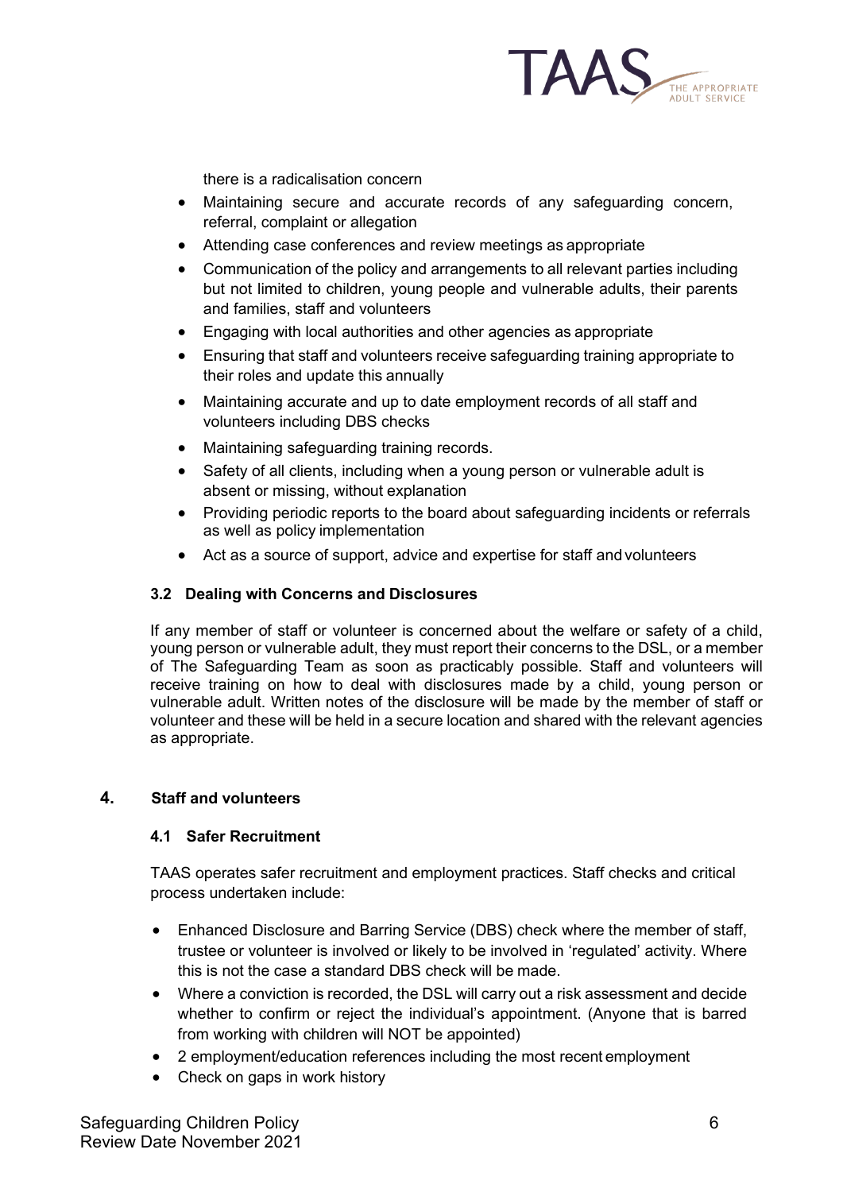there is a radicalisation concern

- Maintaining secure and accurate records of any safeguarding concern, referral, complaint or allegation
- Attending case conferences and review meetings as appropriate
- Communication of the policy and arrangements to all relevant parties including but not limited to children, young people and vulnerable adults, their parents and families, staff and volunteers
- Engaging with local authorities and other agencies as appropriate
- Ensuring that staff and volunteers receive safeguarding training appropriate to their roles and update this annually
- Maintaining accurate and up to date employment records of all staff and volunteers including DBS checks
- Maintaining safeguarding training records.
- Safety of all clients, including when a young person or vulnerable adult is absent or missing, without explanation
- Providing periodic reports to the board about safeguarding incidents or referrals as well as policy implementation
- Act as a source of support, advice and expertise for staff and volunteers

### 3.2 Dealing with Concerns and Disclosures

If any member of staff or volunteer is concerned about the welfare or safety of a child, young person or vulnerable adult, they must report their concerns to the DSL, or a member of The Safeguarding Team as soon as practicably possible. Staff and volunteers will receive training on how to deal with disclosures made by a child, young person or vulnerable adult. Written notes of the disclosure will be made by the member of staff or volunteer and these will be held in a secure location and shared with the relevant agencies as appropriate.

## 4. Staff and volunteers

### 4.1 Safer Recruitment

TAAS operates safer recruitment and employment practices. Staff checks and critical process undertaken include:

- Enhanced Disclosure and Barring Service (DBS) check where the member of staff, trustee or volunteer is involved or likely to be involved in 'regulated' activity. Where this is not the case a standard DBS check will be made.
- Where a conviction is recorded, the DSL will carry out a risk assessment and decide whether to confirm or reject the individual's appointment. (Anyone that is barred from working with children will NOT be appointed)
- 2 employment/education references including the most recent employment
- Check on gaps in work history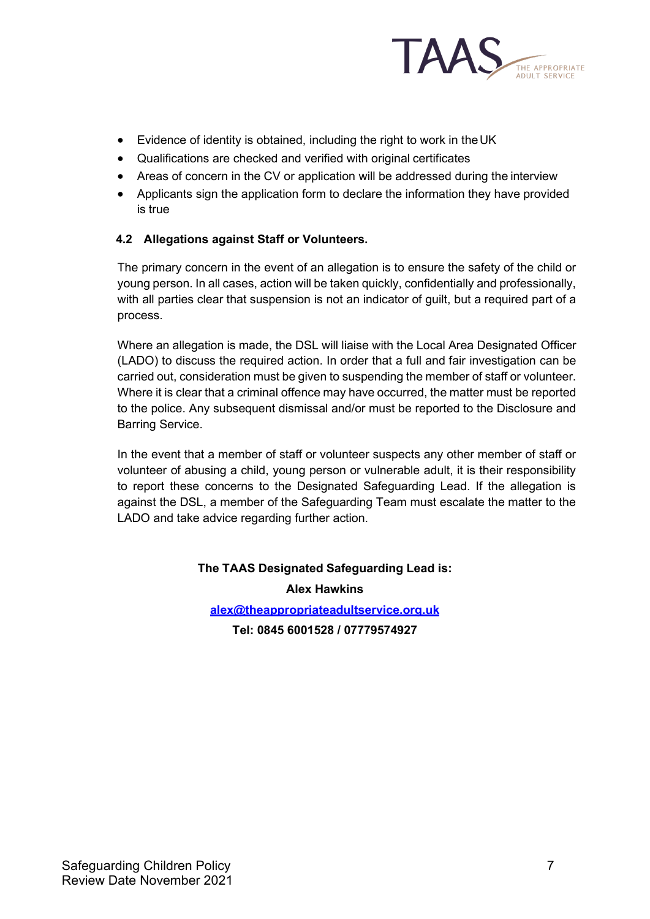- Evidence of identity is obtained, including the right to work in the UK
- Qualifications are checked and verified with original certificates
- Areas of concern in the CV or application will be addressed during the interview
- Applicants sign the application form to declare the information they have provided is true

### 4.2 Allegations against Staff or Volunteers.

The primary concern in the event of an allegation is to ensure the safety of the child or young person. In all cases, action will be taken quickly, confidentially and professionally, with all parties clear that suspension is not an indicator of guilt, but a required part of a process.

Where an allegation is made, the DSL will liaise with the Local Area Designated Officer (LADO) to discuss the required action. In order that a full and fair investigation can be carried out, consideration must be given to suspending the member of staff or volunteer. Where it is clear that a criminal offence may have occurred, the matter must be reported to the police. Any subsequent dismissal and/or must be reported to the Disclosure and Barring Service.

In the event that a member of staff or volunteer suspects any other member of staff or volunteer of abusing a child, young person or vulnerable adult, it is their responsibility to report these concerns to the Designated Safeguarding Lead. If the allegation is against the DSL, a member of the Safeguarding Team must escalate the matter to the LADO and take advice regarding further action.

**The TAAS Designated Safeguarding Lead is:**

**Alex Hawkins**

**alex@theappropriateadultservice.org.uk**

**Tel: 0845 6001528 / 07779574927**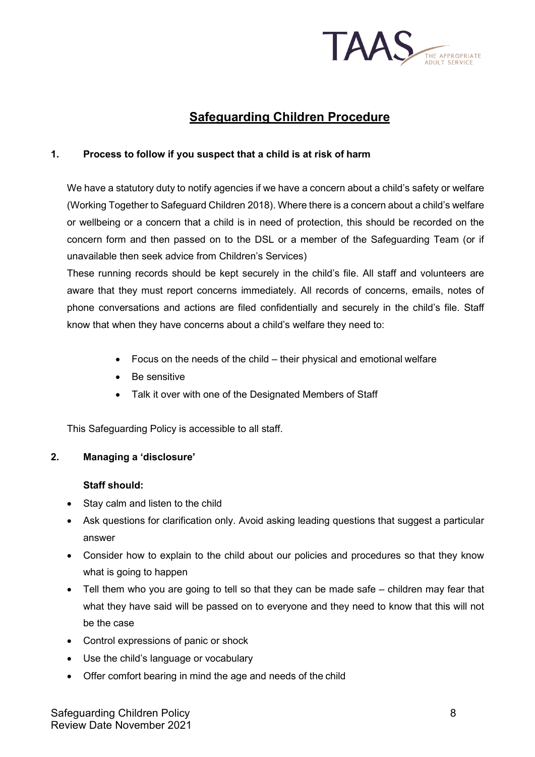# Safeguarding Children Procedure

## 1. Process to follow if you suspect that a child is at risk of harm

We have a statutory duty to notify agencies if we have a concern about a child's safety or welfare (Working Together to Safeguard Children 2018). Where there is a concern about a child's welfare or wellbeing or a concern that a child is in need of protection, this should be recorded on the concern form and then passed on to the DSL or a member of the Safeguarding Team (or if unavailable then seek advice from Children's Services)

These running records should be kept securely in the child's file. All staff and volunteers are aware that they must report concerns immediately. All records of concerns, emails, notes of phone conversations and actions are filed confidentially and securely in the child's file. Staff know that when they have concerns about a child's welfare they need to:

- Focus on the needs of the child – their physical and emotional welfare
- Be sensitive
- Talk it over with one of the Designated Members of Staff

This Safeguarding Policy is accessible to all staff.

## 2. Managing a 'disclosure'

**Staff should:**

- Stay calm and listen to the child
- Ask questions for clarification only. Avoid asking leading questions that suggest a particular answer
- Consider how to explain to the child about our policies and procedures so that they know what is going to happen
- Tell them who you are going to tell so that they can be made safe – children may fear that what they have said will be passed on to everyone and they need to know that this will not be the case
- Control expressions of panic or shock
- Use the child's language or vocabulary
- Offer comfort bearing in mind the age and needs of the child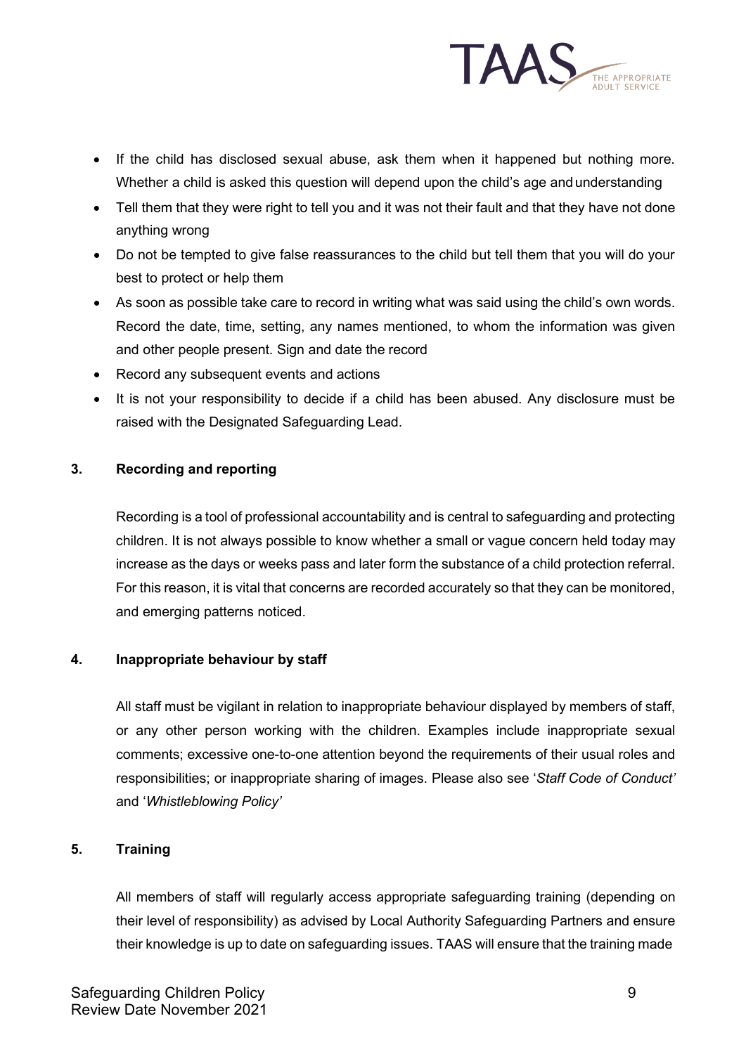- If the child has disclosed sexual abuse, ask them when it happened but nothing more. Whether a child is asked this question will depend upon the child's age and understanding
- Tell them that they were right to tell you and it was not their fault and that they have not done anything wrong
- Do not be tempted to give false reassurances to the child but tell them that you will do your best to protect or help them
- As soon as possible take care to record in writing what was said using the child's own words. Record the date, time, setting, any names mentioned, to whom the information was given and other people present. Sign and date the record
- Record any subsequent events and actions
- It is not your responsibility to decide if a child has been abused. Any disclosure must be raised with the Designated Safeguarding Lead.

## 3. Recording and reporting

Recording is a tool of professional accountability and is central to safeguarding and protecting children. It is not always possible to know whether a small or vague concern held today may increase as the days or weeks pass and later form the substance of a child protection referral. For this reason, it is vital that concerns are recorded accurately so that they can be monitored, and emerging patterns noticed.

## 4. Inappropriate behaviour by staff

All staff must be vigilant in relation to inappropriate behaviour displayed by members of staff, or any other person working with the children. Examples include inappropriate sexual comments; excessive one-to-one attention beyond the requirements of their usual roles and responsibilities; or inappropriate sharing of images. Please also see '*Staff Code of Conduct'* and '*Whistleblowing Policy'*

## 5. Training

All members of staff will regularly access appropriate safeguarding training (depending on their level of responsibility) as advised by Local Authority Safeguarding Partners and ensure their knowledge is up to date on safeguarding issues. TAAS will ensure that the training made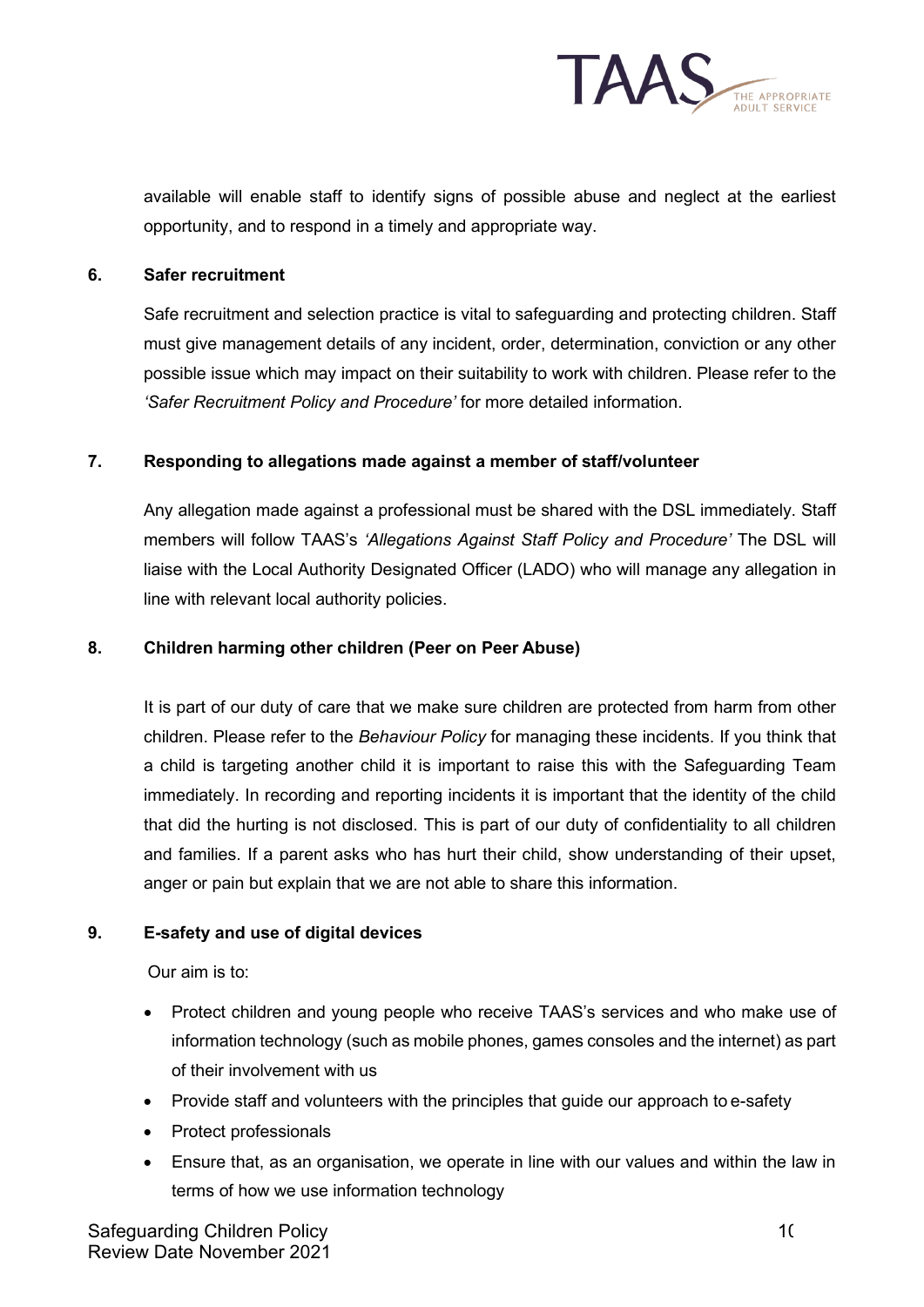available will enable staff to identify signs of possible abuse and neglect at the earliest opportunity, and to respond in a timely and appropriate way.

## 6. Safer recruitment

Safe recruitment and selection practice is vital to safeguarding and protecting children. Staff must give management details of any incident, order, determination, conviction or any other possible issue which may impact on their suitability to work with children. Please refer to the *'Safer Recruitment Policy and Procedure'* for more detailed information.

## 7. Responding to allegations made against a member of staff/volunteer

Any allegation made against a professional must be shared with the DSL immediately. Staff members will follow TAAS's *'Allegations Against Staff Policy and Procedure'* The DSL will liaise with the Local Authority Designated Officer (LADO) who will manage any allegation in line with relevant local authority policies.

## 8. Children harming other children (Peer on Peer Abuse)

It is part of our duty of care that we make sure children are protected from harm from other children. Please refer to the *Behaviour Policy* for managing these incidents. If you think that a child is targeting another child it is important to raise this with the Safeguarding Team immediately. In recording and reporting incidents it is important that the identity of the child that did the hurting is not disclosed. This is part of our duty of confidentiality to all children and families. If a parent asks who has hurt their child, show understanding of their upset, anger or pain but explain that we are not able to share this information.

## 9. E-safety and use of digital devices

Our aim is to:

- Protect children and young people who receive TAAS's services and who make use of information technology (such as mobile phones, games consoles and the internet) as part of their involvement with us
- Provide staff and volunteers with the principles that guide our approach to e-safety
- Protect professionals
- Ensure that, as an organisation, we operate in line with our values and within the law in terms of how we use information technology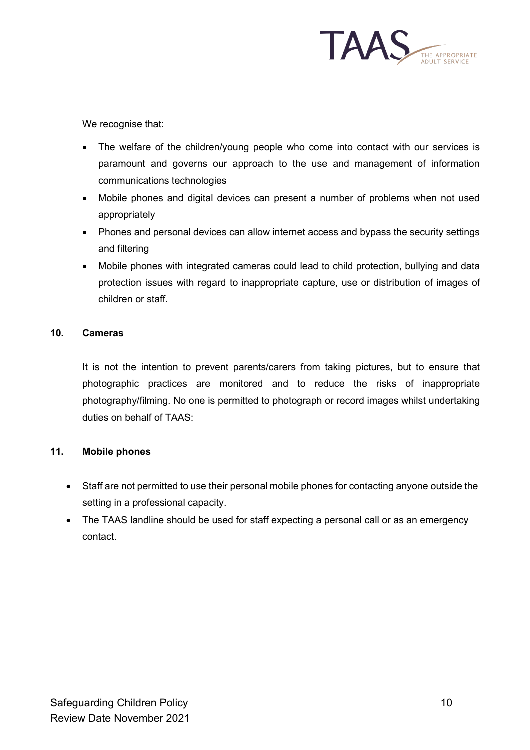We recognise that:

- The welfare of the children/young people who come into contact with our services is paramount and governs our approach to the use and management of information communications technologies
- Mobile phones and digital devices can present a number of problems when not used appropriately
- Phones and personal devices can allow internet access and bypass the security settings and filtering
- Mobile phones with integrated cameras could lead to child protection, bullying and data protection issues with regard to inappropriate capture, use or distribution of images of children or staff.

## 10. Cameras

It is not the intention to prevent parents/carers from taking pictures, but to ensure that photographic practices are monitored and to reduce the risks of inappropriate photography/filming. No one is permitted to photograph or record images whilst undertaking duties on behalf of TAAS:

## 11. Mobile phones

- Staff are not permitted to use their personal mobile phones for contacting anyone outside the setting in a professional capacity.
- The TAAS landline should be used for staff expecting a personal call or as an emergency contact.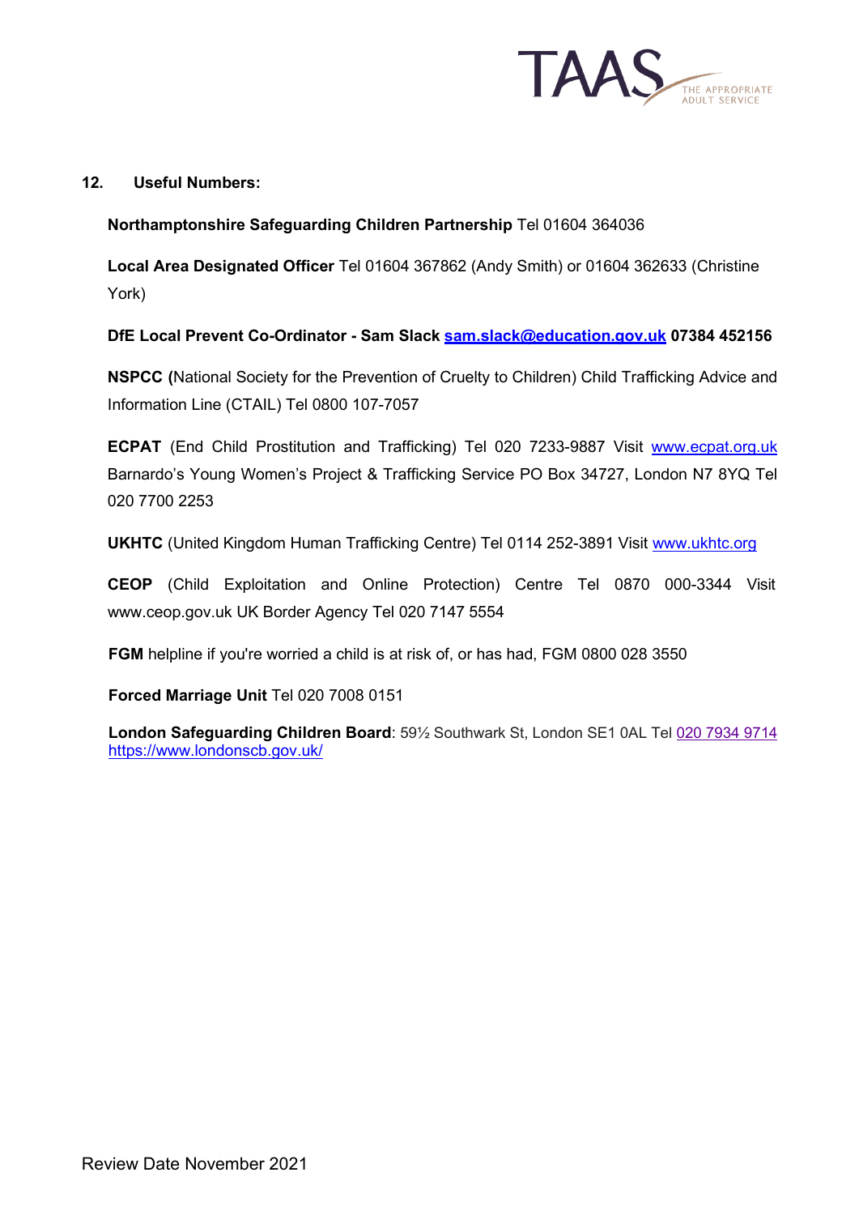## 12. Useful Numbers:

**Northamptonshire Safeguarding Children Partnership** Tel 01604 364036

**Local Area Designated Officer** Tel 01604 367862 (Andy Smith) or 01604 362633 (Christine York)

**DfE Local Prevent Co-Ordinator - Sam Slack [sam.slack@education.gov.uk](mailto:sam.slack@education.gov.uk) 07384 452156**

**NSPCC (**National Society for the Prevention of Cruelty to Children) Child Trafficking Advice and Information Line (CTAIL) Tel 0800 107-7057

**ECPAT** (End Child Prostitution and Trafficking) Tel 020 7233-9887 Visit [www.ecpat.org.uk](http://www.ecpat.org.uk) Barnardo's Young Women's Project & Trafficking Service PO Box 34727, London N7 8YQ Tel 020 7700 2253

**UKHTC** (United Kingdom Human Trafficking Centre) Tel 0114 252-3891 Visit [www.ukhtc.org](http://www.ukhtc.org)

**CEOP** (Child Exploitation and Online Protection) Centre Tel 0870 000-3344 Visit www.ceop.gov.uk UK Border Agency Tel 020 7147 5554

**FGM** helpline if you're worried a child is at risk of, or has had, FGM 0800 028 3550

**Forced Marriage Unit** Tel 020 7008 0151

**London Safeguarding Children Board**: 59½ Southwark St, London SE1 0AL Tel 020 7934 9714 [https://www.londonscb.gov.uk/](https://www.londonscb.gov.uk/)

Review Date November 2021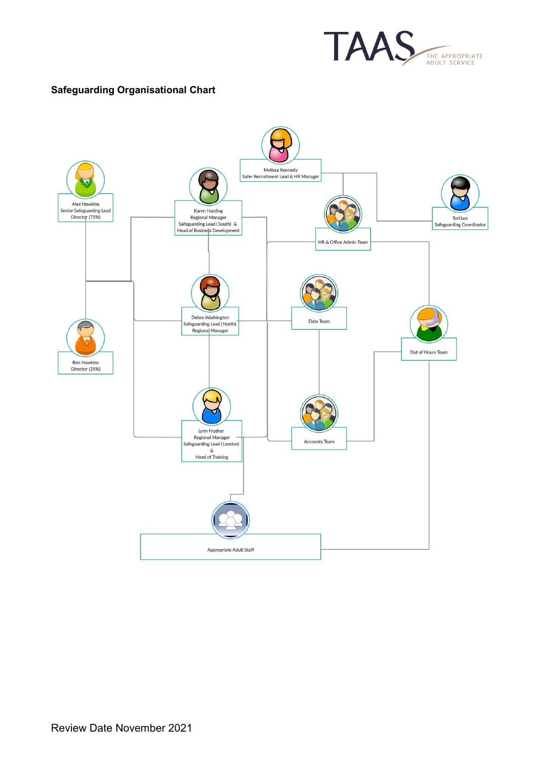TAAS
THE APPROPRIATE ADULT SERVICE

**Safeguarding Organisational Chart**

Melissa Kennedy
Safer Recruitment Lead & HR Manager

Alex Hawkins
Senior Safeguarding Lead
Director (75%)

Karen Harding
Regional Manager
Safeguarding Lead (South) &
Head of Business Development

HR & Office Admin Team

Teri Lee
Safeguarding Coordinator

Debra Washington
Safeguarding Lead (North)
Regional Manager

Data Team

Out of Hours Team

Ben Hawkins
Director (25%)

Lynn Frusher
Regional Manager
Safeguarding Lead (London)
&
Head of Training

Accounts Team

Appropriate Adult Staff

Review Date November 2021